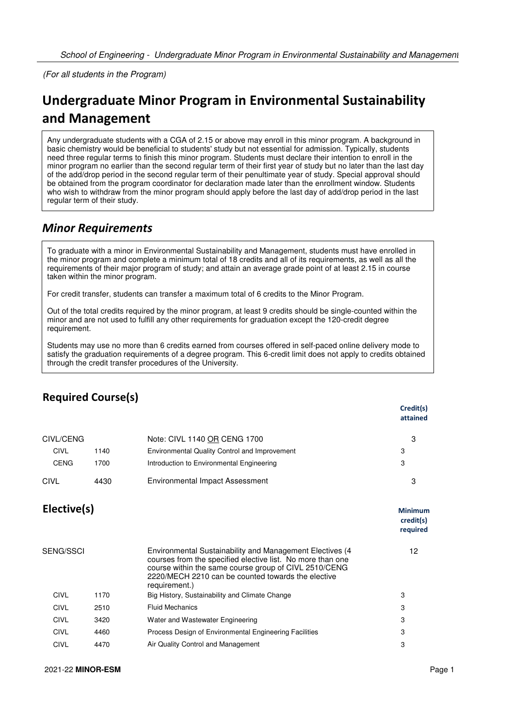*(For all students in the Program)*

# Undergraduate Minor Program in Environmental Sustainability and Management

Any undergraduate students with a CGA of 2.15 or above may enroll in this minor program. A background in basic chemistry would be beneficial to students' study but not essential for admission. Typically, students need three regular terms to finish this minor program. Students must declare their intention to enroll in the minor program no earlier than the second regular term of their first year of study but no later than the last day of the add/drop period in the second regular term of their penultimate year of study. Special approval should be obtained from the program coordinator for declaration made later than the enrollment window. Students who wish to withdraw from the minor program should apply before the last day of add/drop period in the last regular term of their study.

## *Minor Requirements*

To graduate with a minor in Environmental Sustainability and Management, students must have enrolled in the minor program and complete a minimum total of 18 credits and all of its requirements, as well as all the requirements of their major program of study; and attain an average grade point of at least 2.15 in course taken within the minor program.

For credit transfer, students can transfer a maximum total of 6 credits to the Minor Program.

Out of the total credits required by the minor program, at least 9 credits should be single-counted within the minor and are not used to fulfill any other requirements for graduation except the 120-credit degree requirement.

Students may use no more than 6 credits earned from courses offered in self-paced online delivery mode to satisfy the graduation requirements of a degree program. This 6-credit limit does not apply to credits obtained through the credit transfer procedures of the University.

### Required Course(s)

| | | | Credit(s) attained |
|---|---|---|---|
| CIVL/CENG | | Note: CIVL 1140 <u>OR</u> CENG 1700 | 3 |
| CIVL | 1140 | Environmental Quality Control and Improvement | 3 |
| CENG | 1700 | Introduction to Environmental Engineering | 3 |
| CIVL | 4430 | Environmental Impact Assessment | 3 |

### Elective(s)

| | | | Minimum credit(s) required |
|---|---|---|---|
| SENG/SSCI | | Environmental Sustainability and Management Electives (4 courses from the specified elective list. No more than one course within the same course group of CIVL 2510/CENG 2220/MECH 2210 can be counted towards the elective requirement.) | 12 |
| CIVL | 1170 | Big History, Sustainability and Climate Change | 3 |
| CIVL | 2510 | Fluid Mechanics | 3 |
| CIVL | 3420 | Water and Wastewater Engineering | 3 |
| CIVL | 4460 | Process Design of Environmental Engineering Facilities | 3 |
| CIVL | 4470 | Air Quality Control and Management | 3 |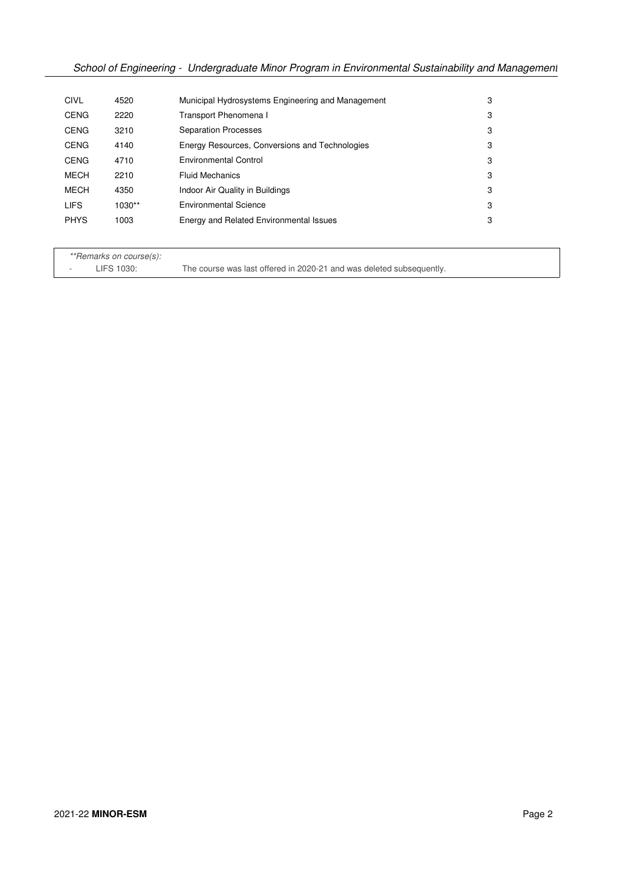| | | | |
|---|---|---|---|
| CIVL | 4520 | Municipal Hydrosystems Engineering and Management | 3 |
| CENG | 2220 | Transport Phenomena I | 3 |
| CENG | 3210 | Separation Processes | 3 |
| CENG | 4140 | Energy Resources, Conversions and Technologies | 3 |
| CENG | 4710 | Environmental Control | 3 |
| MECH | 2210 | Fluid Mechanics | 3 |
| MECH | 4350 | Indoor Air Quality in Buildings | 3 |
| LIFS | 1030** | Environmental Science | 3 |
| PHYS | 1003 | Energy and Related Environmental Issues | 3 |

*\*\*Remarks on course(s):*

- LIFS 1030: The course was last offered in 2020-21 and was deleted subsequently.